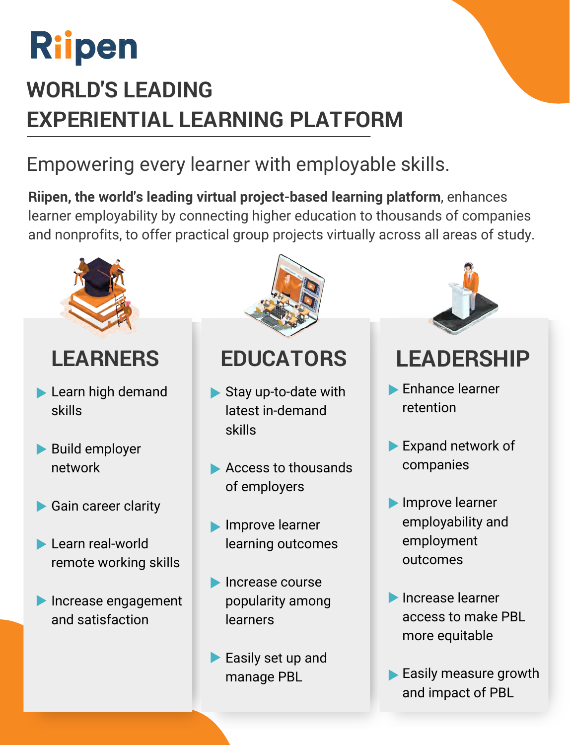# Riipen

## WORLD'S LEADING EXPERIENTIAL LEARNING PLATFORM

Empowering every learner with employable skills.

**Riipen, the world's leading virtual project-based learning platform**, enhances learner employability by connecting higher education to thousands of companies and nonprofits, to offer practical group projects virtually across all areas of study.

## LEARNERS

- Learn high demand skills
- Build employer network
- Gain career clarity
- Learn real-world remote working skills
- Increase engagement and satisfaction

## EDUCATORS

- Stay up-to-date with latest in-demand skills
- Access to thousands of employers
- Improve learner learning outcomes
- Increase course popularity among learners
- Easily set up and manage PBL

## LEADERSHIP

- Enhance learner retention
- Expand network of companies
- Improve learner employability and employment outcomes
- Increase learner access to make PBL more equitable
- Easily measure growth and impact of PBL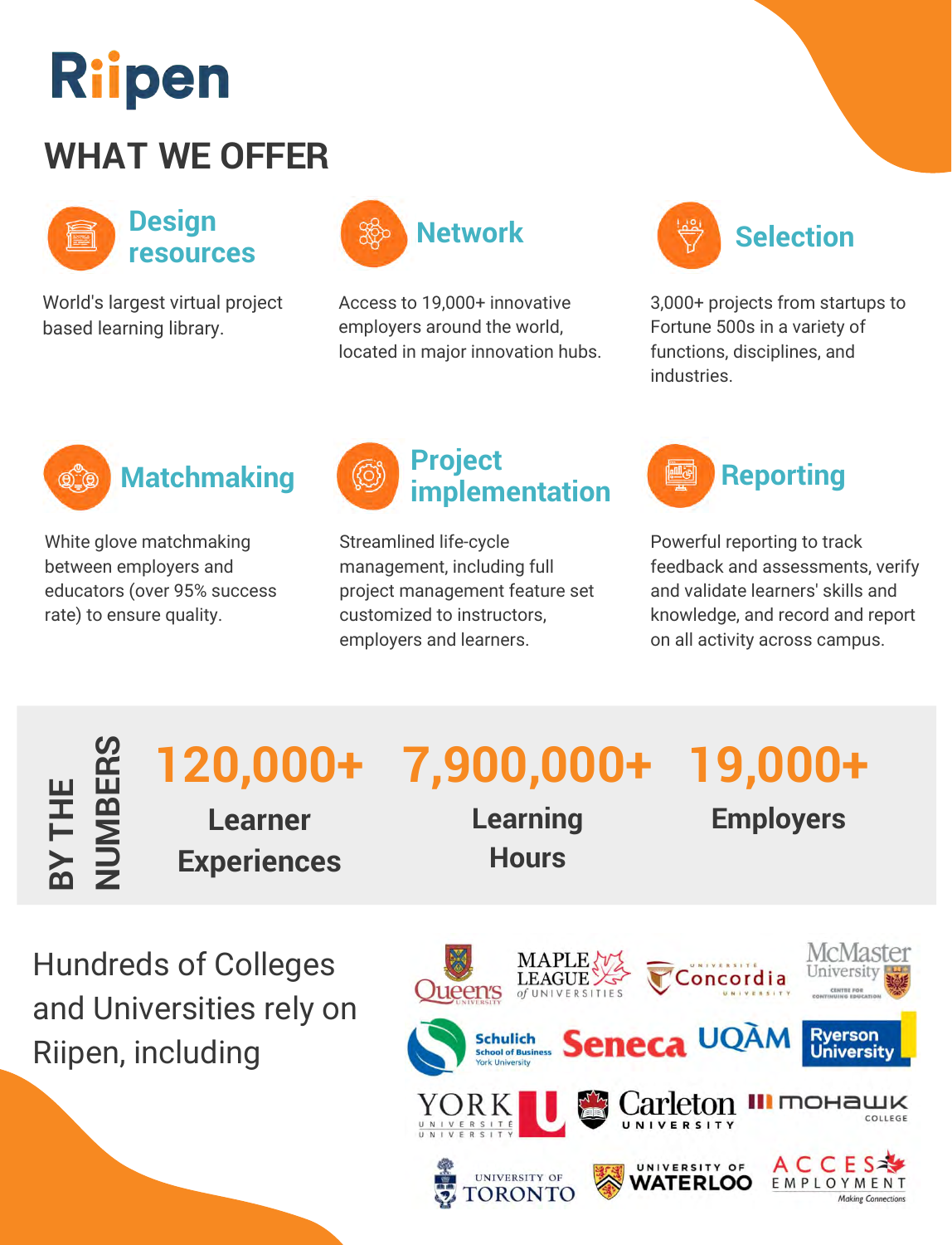# Riipen

## WHAT WE OFFER

### Design resources

World's largest virtual project based learning library.

### Network

Access to 19,000+ innovative employers around the world, located in major innovation hubs.

### Selection

3,000+ projects from startups to Fortune 500s in a variety of functions, disciplines, and industries.

### Matchmaking

White glove matchmaking between employers and educators (over 95% success rate) to ensure quality.

### Project implementation

Streamlined life-cycle management, including full project management feature set customized to instructors, employers and learners.

### Reporting

Powerful reporting to track feedback and assessments, verify and validate learners' skills and knowledge, and record and report on all activity across campus.

## BY THE NUMBERS

**120,000+**
Learner Experiences

**7,900,000+**
Learning Hours

**19,000+**
Employers

Hundreds of Colleges and Universities rely on Riipen, including

Queen's University
Maple League of Universities
Concordia University
McMaster University Centre for Continuing Education
Schulich School of Business York University
Seneca
UQÀM
Ryerson University
York Université University
Carleton University
Mohawk College
University of Toronto
University of Waterloo
ACCES Employment Making Connections